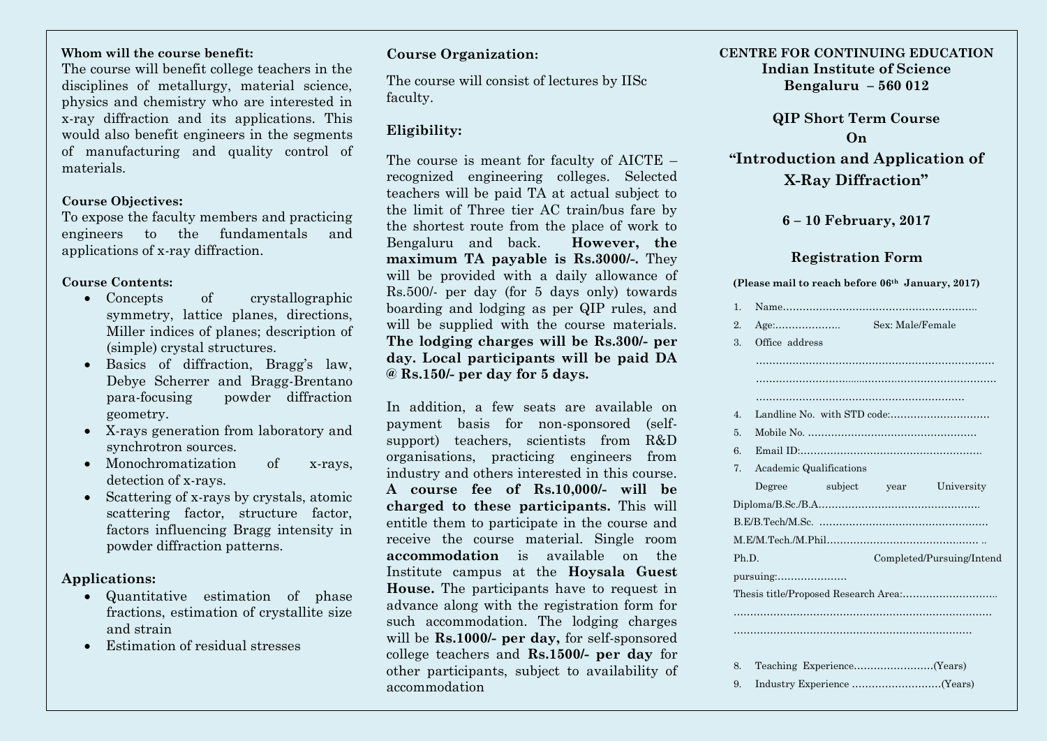**Whom will the course benefit:**

The course will benefit college teachers in the disciplines of metallurgy, material science, physics and chemistry who are interested in x-ray diffraction and its applications. This would also benefit engineers in the segments of manufacturing and quality control of materials.

**Course Objectives:**

To expose the faculty members and practicing engineers to the fundamentals and applications of x-ray diffraction.

**Course Contents:**

- Concepts of crystallographic symmetry, lattice planes, directions, Miller indices of planes; description of (simple) crystal structures.
- Basics of diffraction, Bragg's law, Debye Scherrer and Bragg-Brentano para-focusing powder diffraction geometry.
- X-rays generation from laboratory and synchrotron sources.
- Monochromatization of x-rays, detection of x-rays.
- Scattering of x-rays by crystals, atomic scattering factor, structure factor, factors influencing Bragg intensity in powder diffraction patterns.

**Applications:**

- Quantitative estimation of phase fractions, estimation of crystallite size and strain
- Estimation of residual stresses

**Course Organization:**

The course will consist of lectures by IISc faculty.

**Eligibility:**

The course is meant for faculty of AICTE – recognized engineering colleges. Selected teachers will be paid TA at actual subject to the limit of Three tier AC train/bus fare by the shortest route from the place of work to Bengaluru and back. **However, the maximum TA payable is Rs.3000/-.** They will be provided with a daily allowance of Rs.500/- per day (for 5 days only) towards boarding and lodging as per QIP rules, and will be supplied with the course materials. **The lodging charges will be Rs.300/- per day. Local participants will be paid DA @ Rs.150/- per day for 5 days.**

In addition, a few seats are available on payment basis for non-sponsored (self-support) teachers, scientists from R&D organisations, practicing engineers from industry and others interested in this course. **A course fee of Rs.10,000/- will be charged to these participants.** This will entitle them to participate in the course and receive the course material. Single room **accommodation** is available on the Institute campus at the **Hoysala Guest House.** The participants have to request in advance along with the registration form for such accommodation. The lodging charges will be **Rs.1000/- per day,** for self-sponsored college teachers and **Rs.1500/- per day** for other participants, subject to availability of accommodation

**CENTRE FOR CONTINUING EDUCATION**
**Indian Institute of Science**
**Bengaluru – 560 012**

## QIP Short Term Course On "Introduction and Application of X-Ray Diffraction"

**6 – 10 February, 2017**

### Registration Form

**(Please mail to reach before 06th January, 2017)**

1. Name……………………………………………………
2. Age:……………….    Sex: Male/Female
3. Office address
   ………………………………………………………………
   ………………………………………………………………
   ………………………………………………………
4. Landline No. with STD code:…………………………
5. Mobile No. ……………………………………………
6. Email ID:………………………………………………
7. Academic Qualifications

   Degree    subject    year    University

   Diploma/B.Sc./B.A.…………………………………………

   B.E/B.Tech/M.Sc. …………………………………………

   M.E/M.Tech./M.Phil……………………………………… ..

   Ph.D.    Completed/Pursuing/Intend pursuing:…………………

   Thesis title/Proposed Research Area:………………………

   ………………………………………………………………

   ………………………………………………………………

8. Teaching Experience……………………(Years)
9. Industry Experience ………………………(Years)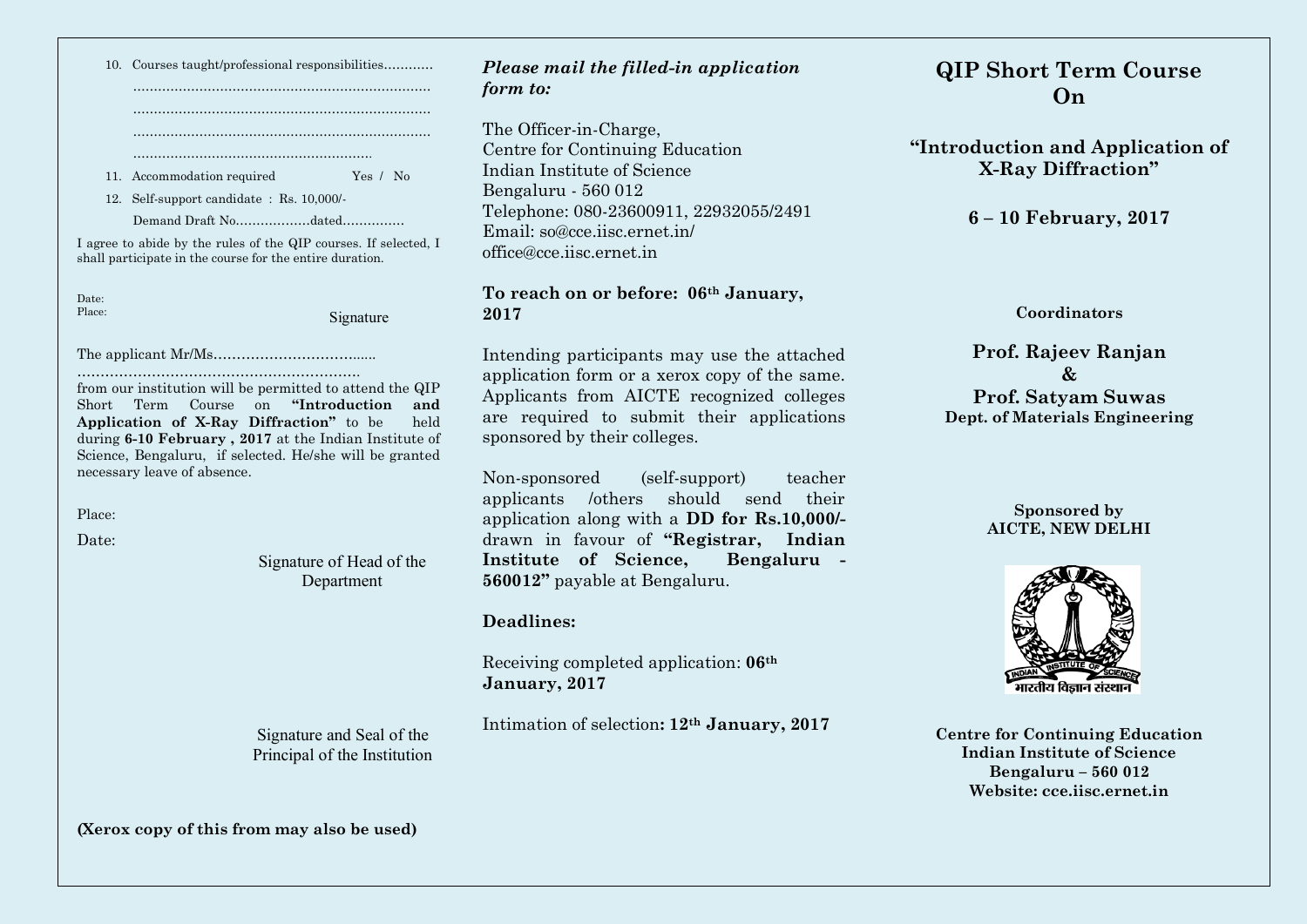10. Courses taught/professional responsibilities…………

……………………………………………………………………

……………………………………………………………………

……………………………………………………………………

………………………………………………………

11. Accommodation required Yes / No

12. Self-support candidate : Rs. 10,000/-

Demand Draft No………………dated……………

I agree to abide by the rules of the QIP courses. If selected, I shall participate in the course for the entire duration.

Date:

Place:

Signature

The applicant Mr/Ms…………………………......

…………………………………………………….

from our institution will be permitted to attend the QIP Short Term Course on **"Introduction and Application of X-Ray Diffraction"** to be held during **6-10 February , 2017** at the Indian Institute of Science, Bengaluru, if selected. He/she will be granted necessary leave of absence.

Place:

Date:

Signature of Head of the Department

Signature and Seal of the Principal of the Institution

**(Xerox copy of this from may also be used)**

***Please mail the filled-in application form to:***

The Officer-in-Charge,
Centre for Continuing Education
Indian Institute of Science
Bengaluru - 560 012
Telephone: 080-23600911, 22932055/2491
Email: so@cce.iisc.ernet.in/
office@cce.iisc.ernet.in

**To reach on or before: 06th January, 2017**

Intending participants may use the attached application form or a xerox copy of the same. Applicants from AICTE recognized colleges are required to submit their applications sponsored by their colleges.

Non-sponsored (self-support) teacher applicants /others should send their application along with a **DD for Rs.10,000/-** drawn in favour of **"Registrar, Indian Institute of Science, Bengaluru - 560012"** payable at Bengaluru.

**Deadlines:**

Receiving completed application: **06th January, 2017**

Intimation of selection**: 12th January, 2017**

# QIP Short Term Course On

## "Introduction and Application of X-Ray Diffraction"

### 6 – 10 February, 2017

**Coordinators**

**Prof. Rajeev Ranjan**
**&**
**Prof. Satyam Suwas**
**Dept. of Materials Engineering**

**Sponsored by**
**AICTE, NEW DELHI**

**Centre for Continuing Education**
**Indian Institute of Science**
**Bengaluru – 560 012**
**Website: cce.iisc.ernet.in**